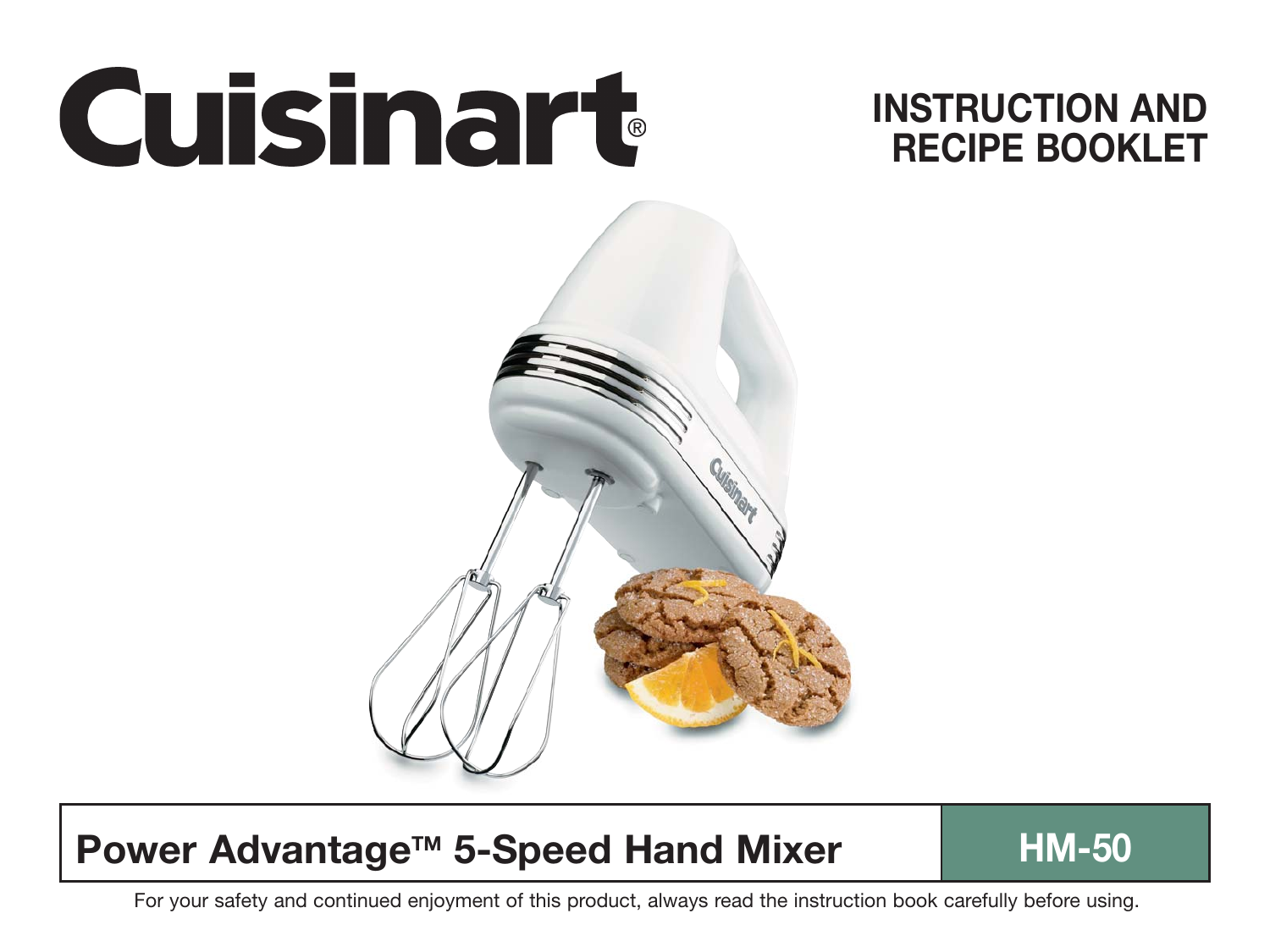# Cuisinart®

## INSTRUCTION AND RECIPE BOOKLET

## Power Advantage™ 5-Speed Hand Mixer

## HM-50

For your safety and continued enjoyment of this product, always read the instruction book carefully before using.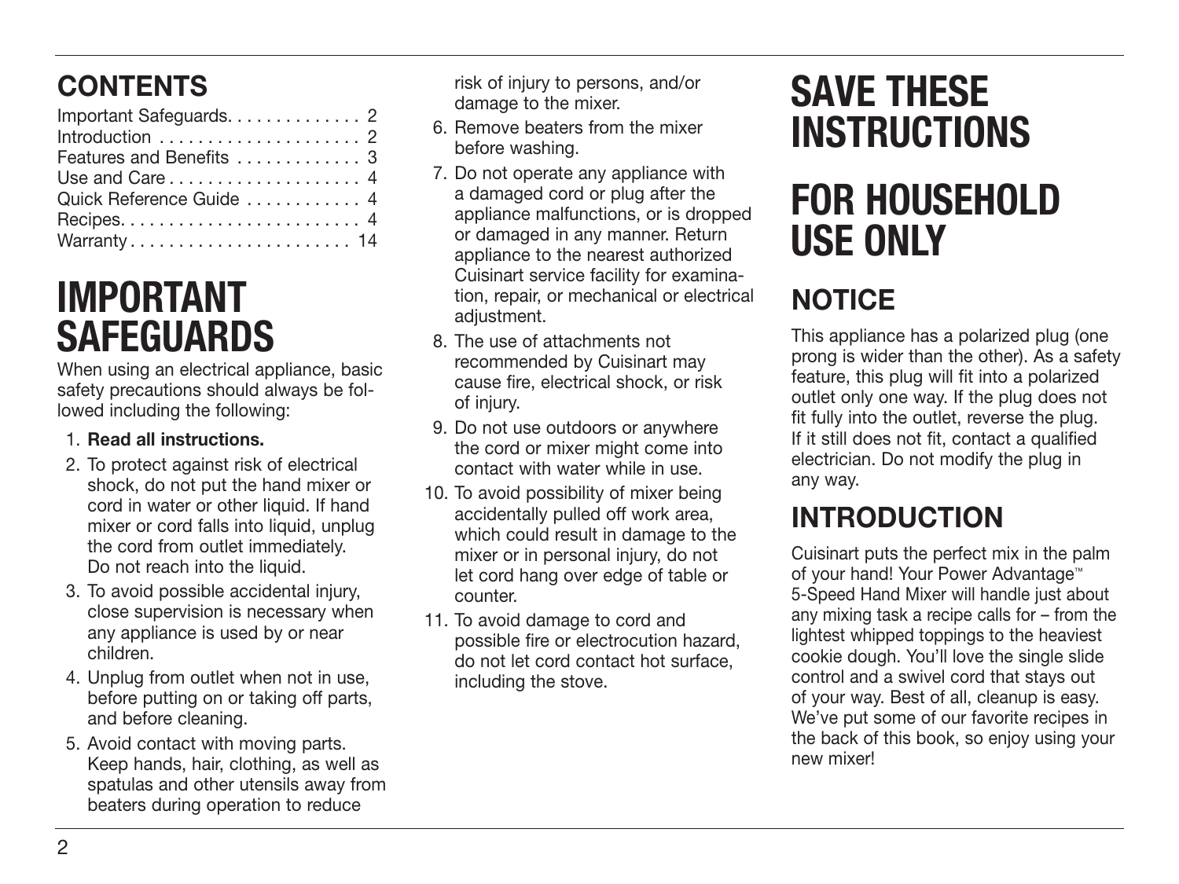## CONTENTS

| | |
|---|---|
| Important Safeguards | 2 |
| Introduction | 2 |
| Features and Benefits | 3 |
| Use and Care | 4 |
| Quick Reference Guide | 4 |
| Recipes | 4 |
| Warranty | 14 |

# IMPORTANT SAFEGUARDS

When using an electrical appliance, basic safety precautions should always be followed including the following:

1. **Read all instructions.**
2. To protect against risk of electrical shock, do not put the hand mixer or cord in water or other liquid. If hand mixer or cord falls into liquid, unplug the cord from outlet immediately. Do not reach into the liquid.
3. To avoid possible accidental injury, close supervision is necessary when any appliance is used by or near children.
4. Unplug from outlet when not in use, before putting on or taking off parts, and before cleaning.
5. Avoid contact with moving parts. Keep hands, hair, clothing, as well as spatulas and other utensils away from beaters during operation to reduce risk of injury to persons, and/or damage to the mixer.
6. Remove beaters from the mixer before washing.
7. Do not operate any appliance with a damaged cord or plug after the appliance malfunctions, or is dropped or damaged in any manner. Return appliance to the nearest authorized Cuisinart service facility for examination, repair, or mechanical or electrical adjustment.
8. The use of attachments not recommended by Cuisinart may cause fire, electrical shock, or risk of injury.
9. Do not use outdoors or anywhere the cord or mixer might come into contact with water while in use.
10. To avoid possibility of mixer being accidentally pulled off work area, which could result in damage to the mixer or in personal injury, do not let cord hang over edge of table or counter.
11. To avoid damage to cord and possible fire or electrocution hazard, do not let cord contact hot surface, including the stove.

# SAVE THESE INSTRUCTIONS

# FOR HOUSEHOLD USE ONLY

## NOTICE

This appliance has a polarized plug (one prong is wider than the other). As a safety feature, this plug will fit into a polarized outlet only one way. If the plug does not fit fully into the outlet, reverse the plug. If it still does not fit, contact a qualified electrician. Do not modify the plug in any way.

## INTRODUCTION

Cuisinart puts the perfect mix in the palm of your hand! Your Power Advantage™ 5-Speed Hand Mixer will handle just about any mixing task a recipe calls for – from the lightest whipped toppings to the heaviest cookie dough. You'll love the single slide control and a swivel cord that stays out of your way. Best of all, cleanup is easy. We've put some of our favorite recipes in the back of this book, so enjoy using your new mixer!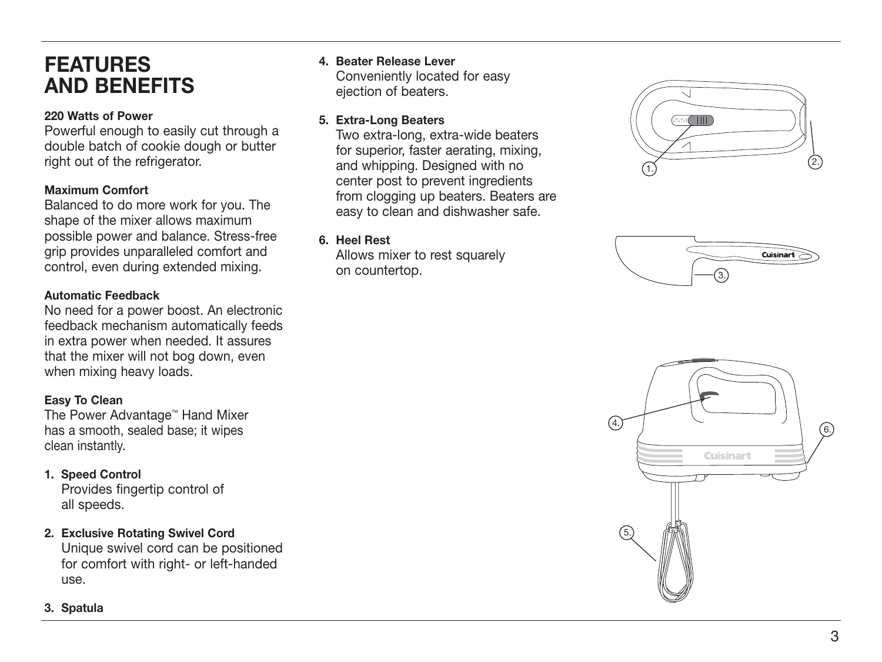# FEATURES AND BENEFITS

**220 Watts of Power**
Powerful enough to easily cut through a double batch of cookie dough or butter right out of the refrigerator.

**Maximum Comfort**
Balanced to do more work for you. The shape of the mixer allows maximum possible power and balance. Stress-free grip provides unparalleled comfort and control, even during extended mixing.

**Automatic Feedback**
No need for a power boost. An electronic feedback mechanism automatically feeds in extra power when needed. It assures that the mixer will not bog down, even when mixing heavy loads.

**Easy To Clean**
The Power Advantage™ Hand Mixer has a smooth, sealed base; it wipes clean instantly.

1. **Speed Control**
   Provides fingertip control of all speeds.

2. **Exclusive Rotating Swivel Cord**
   Unique swivel cord can be positioned for comfort with right- or left-handed use.

3. **Spatula**

4. **Beater Release Lever**
   Conveniently located for easy ejection of beaters.

5. **Extra-Long Beaters**
   Two extra-long, extra-wide beaters for superior, faster aerating, mixing, and whipping. Designed with no center post to prevent ingredients from clogging up beaters. Beaters are easy to clean and dishwasher safe.

6. **Heel Rest**
   Allows mixer to rest squarely on countertop.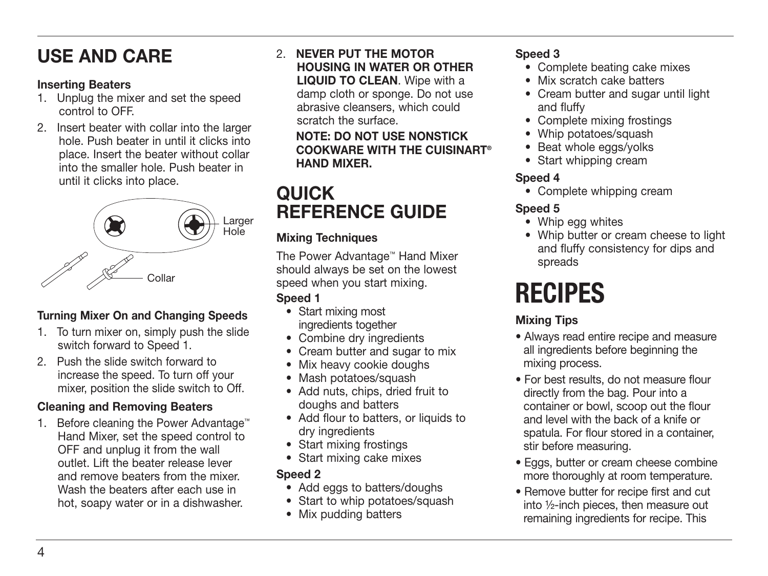## USE AND CARE

**Inserting Beaters**

1. Unplug the mixer and set the speed control to OFF.
2. Insert beater with collar into the larger hole. Push beater in until it clicks into place. Insert the beater without collar into the smaller hole. Push beater in until it clicks into place.

Larger Hole

Collar

**Turning Mixer On and Changing Speeds**

1. To turn mixer on, simply push the slide switch forward to Speed 1.
2. Push the slide switch forward to increase the speed. To turn off your mixer, position the slide switch to Off.

**Cleaning and Removing Beaters**

1. Before cleaning the Power Advantage™ Hand Mixer, set the speed control to OFF and unplug it from the wall outlet. Lift the beater release lever and remove beaters from the mixer. Wash the beaters after each use in hot, soapy water or in a dishwasher.
2. **NEVER PUT THE MOTOR HOUSING IN WATER OR OTHER LIQUID TO CLEAN**. Wipe with a damp cloth or sponge. Do not use abrasive cleansers, which could scratch the surface.

**NOTE: DO NOT USE NONSTICK COOKWARE WITH THE CUISINART® HAND MIXER.**

## QUICK REFERENCE GUIDE

**Mixing Techniques**

The Power Advantage™ Hand Mixer should always be set on the lowest speed when you start mixing.

**Speed 1**

- Start mixing most ingredients together
- Combine dry ingredients
- Cream butter and sugar to mix
- Mix heavy cookie doughs
- Mash potatoes/squash
- Add nuts, chips, dried fruit to doughs and batters
- Add flour to batters, or liquids to dry ingredients
- Start mixing frostings
- Start mixing cake mixes

**Speed 2**

- Add eggs to batters/doughs
- Start to whip potatoes/squash
- Mix pudding batters

**Speed 3**

- Complete beating cake mixes
- Mix scratch cake batters
- Cream butter and sugar until light and fluffy
- Complete mixing frostings
- Whip potatoes/squash
- Beat whole eggs/yolks
- Start whipping cream

**Speed 4**

- Complete whipping cream

**Speed 5**

- Whip egg whites
- Whip butter or cream cheese to light and fluffy consistency for dips and spreads

# RECIPES

**Mixing Tips**

- Always read entire recipe and measure all ingredients before beginning the mixing process.
- For best results, do not measure flour directly from the bag. Pour into a container or bowl, scoop out the flour and level with the back of a knife or spatula. For flour stored in a container, stir before measuring.
- Eggs, butter or cream cheese combine more thoroughly at room temperature.
- Remove butter for recipe first and cut into ½-inch pieces, then measure out remaining ingredients for recipe. This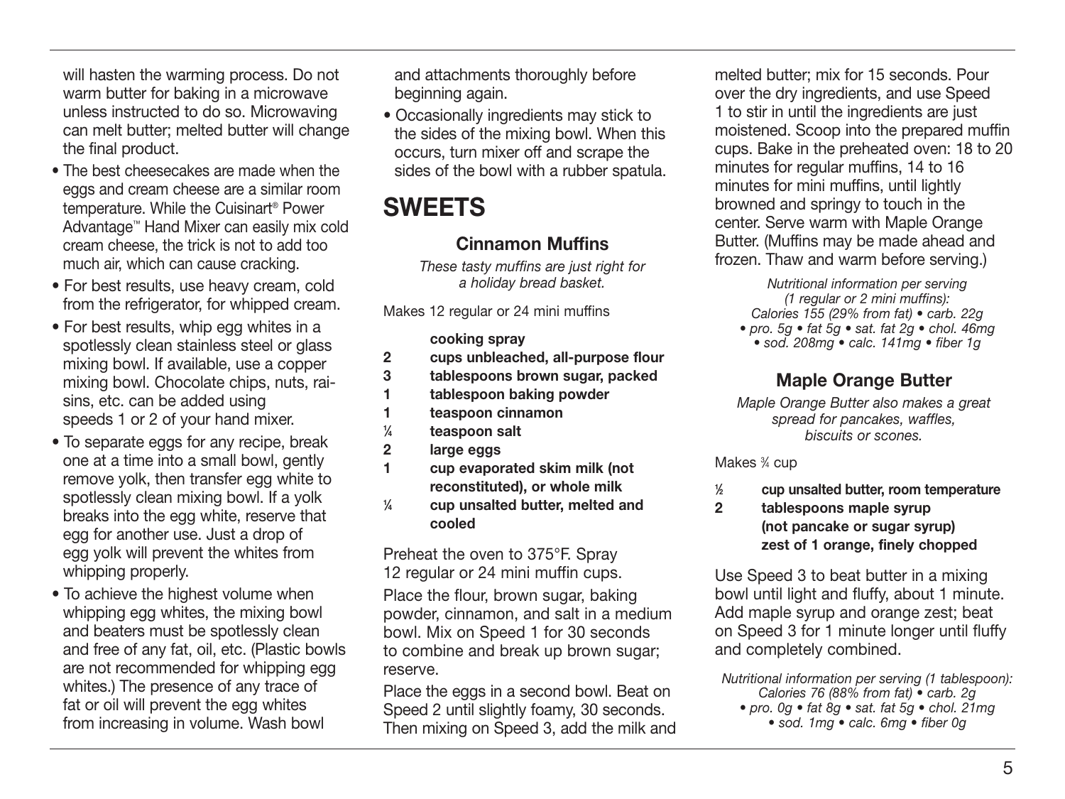will hasten the warming process. Do not warm butter for baking in a microwave unless instructed to do so. Microwaving can melt butter; melted butter will change the final product.

- The best cheesecakes are made when the eggs and cream cheese are a similar room temperature. While the Cuisinart® Power Advantage™ Hand Mixer can easily mix cold cream cheese, the trick is not to add too much air, which can cause cracking.
- For best results, use heavy cream, cold from the refrigerator, for whipped cream.
- For best results, whip egg whites in a spotlessly clean stainless steel or glass mixing bowl. If available, use a copper mixing bowl. Chocolate chips, nuts, raisins, etc. can be added using speeds 1 or 2 of your hand mixer.
- To separate eggs for any recipe, break one at a time into a small bowl, gently remove yolk, then transfer egg white to spotlessly clean mixing bowl. If a yolk breaks into the egg white, reserve that egg for another use. Just a drop of egg yolk will prevent the whites from whipping properly.
- To achieve the highest volume when whipping egg whites, the mixing bowl and beaters must be spotlessly clean and free of any fat, oil, etc. (Plastic bowls are not recommended for whipping egg whites.) The presence of any trace of fat or oil will prevent the egg whites from increasing in volume. Wash bowl and attachments thoroughly before beginning again.
- Occasionally ingredients may stick to the sides of the mixing bowl. When this occurs, turn mixer off and scrape the sides of the bowl with a rubber spatula.

# SWEETS

## Cinnamon Muffins

*These tasty muffins are just right for a holiday bread basket.*

Makes 12 regular or 24 mini muffins

- **cooking spray**
- 2 **cups unbleached, all-purpose flour**
- 3 **tablespoons brown sugar, packed**
- 1 **tablespoon baking powder**
- 1 **teaspoon cinnamon**
- ¼ **teaspoon salt**
- 2 **large eggs**
- 1 **cup evaporated skim milk (not reconstituted), or whole milk**
- ¼ **cup unsalted butter, melted and cooled**

Preheat the oven to 375°F. Spray 12 regular or 24 mini muffin cups.

Place the flour, brown sugar, baking powder, cinnamon, and salt in a medium bowl. Mix on Speed 1 for 30 seconds to combine and break up brown sugar; reserve.

Place the eggs in a second bowl. Beat on Speed 2 until slightly foamy, 30 seconds. Then mixing on Speed 3, add the milk and melted butter; mix for 15 seconds. Pour over the dry ingredients, and use Speed 1 to stir in until the ingredients are just moistened. Scoop into the prepared muffin cups. Bake in the preheated oven: 18 to 20 minutes for regular muffins, 14 to 16 minutes for mini muffins, until lightly browned and springy to touch in the center. Serve warm with Maple Orange Butter. (Muffins may be made ahead and frozen. Thaw and warm before serving.)

*Nutritional information per serving (1 regular or 2 mini muffins): Calories 155 (29% from fat) • carb. 22g • pro. 5g • fat 5g • sat. fat 2g • chol. 46mg • sod. 208mg • calc. 141mg • fiber 1g*

## Maple Orange Butter

*Maple Orange Butter also makes a great spread for pancakes, waffles, biscuits or scones.*

Makes ¾ cup

- ½ **cup unsalted butter, room temperature**
- 2 **tablespoons maple syrup (not pancake or sugar syrup)**
- **zest of 1 orange, finely chopped**

Use Speed 3 to beat butter in a mixing bowl until light and fluffy, about 1 minute. Add maple syrup and orange zest; beat on Speed 3 for 1 minute longer until fluffy and completely combined.

*Nutritional information per serving (1 tablespoon): Calories 76 (88% from fat) • carb. 2g • pro. 0g • fat 8g • sat. fat 5g • chol. 21mg • sod. 1mg • calc. 6mg • fiber 0g*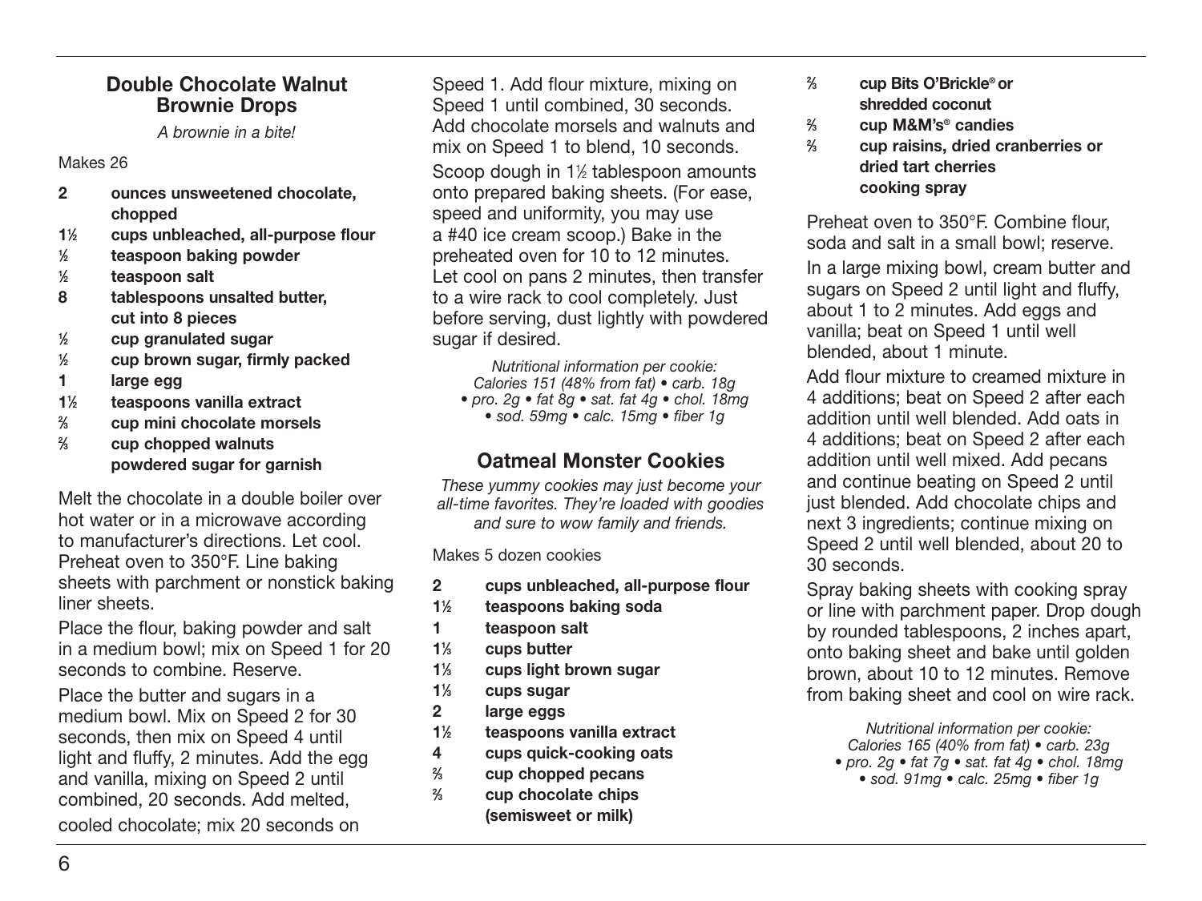## Double Chocolate Walnut Brownie Drops

*A brownie in a bite!*

Makes 26

- **2** **ounces unsweetened chocolate, chopped**
- **1½** **cups unbleached, all-purpose flour**
- **½** **teaspoon baking powder**
- **½** **teaspoon salt**
- **8** **tablespoons unsalted butter, cut into 8 pieces**
- **½** **cup granulated sugar**
- **½** **cup brown sugar, firmly packed**
- **1** **large egg**
- **1½** **teaspoons vanilla extract**
- **⅔** **cup mini chocolate morsels**
- **⅔** **cup chopped walnuts**
- **powdered sugar for garnish**

Melt the chocolate in a double boiler over hot water or in a microwave according to manufacturer's directions. Let cool. Preheat oven to 350°F. Line baking sheets with parchment or nonstick baking liner sheets.

Place the flour, baking powder and salt in a medium bowl; mix on Speed 1 for 20 seconds to combine. Reserve.

Place the butter and sugars in a medium bowl. Mix on Speed 2 for 30 seconds, then mix on Speed 4 until light and fluffy, 2 minutes. Add the egg and vanilla, mixing on Speed 2 until combined, 20 seconds. Add melted, cooled chocolate; mix 20 seconds on Speed 1. Add flour mixture, mixing on Speed 1 until combined, 30 seconds. Add chocolate morsels and walnuts and mix on Speed 1 to blend, 10 seconds.

Scoop dough in 1½ tablespoon amounts onto prepared baking sheets. (For ease, speed and uniformity, you may use a #40 ice cream scoop.) Bake in the preheated oven for 10 to 12 minutes. Let cool on pans 2 minutes, then transfer to a wire rack to cool completely. Just before serving, dust lightly with powdered sugar if desired.

*Nutritional information per cookie: Calories 151 (48% from fat) • carb. 18g • pro. 2g • fat 8g • sat. fat 4g • chol. 18mg • sod. 59mg • calc. 15mg • fiber 1g*

## Oatmeal Monster Cookies

*These yummy cookies may just become your all-time favorites. They're loaded with goodies and sure to wow family and friends.*

Makes 5 dozen cookies

- **2** **cups unbleached, all-purpose flour**
- **1½** **teaspoons baking soda**
- **1** **teaspoon salt**
- **1⅓** **cups butter**
- **1⅓** **cups light brown sugar**
- **1⅓** **cups sugar**
- **2** **large eggs**
- **1½** **teaspoons vanilla extract**
- **4** **cups quick-cooking oats**
- **⅔** **cup chopped pecans**
- **⅔** **cup chocolate chips (semisweet or milk)**
- **⅔** **cup Bits O'Brickle® or shredded coconut**
- **⅔** **cup M&M's® candies**
- **⅔** **cup raisins, dried cranberries or dried tart cherries**
- **cooking spray**

Preheat oven to 350°F. Combine flour, soda and salt in a small bowl; reserve.

In a large mixing bowl, cream butter and sugars on Speed 2 until light and fluffy, about 1 to 2 minutes. Add eggs and vanilla; beat on Speed 1 until well blended, about 1 minute.

Add flour mixture to creamed mixture in 4 additions; beat on Speed 2 after each addition until well blended. Add oats in 4 additions; beat on Speed 2 after each addition until well mixed. Add pecans and continue beating on Speed 2 until just blended. Add chocolate chips and next 3 ingredients; continue mixing on Speed 2 until well blended, about 20 to 30 seconds.

Spray baking sheets with cooking spray or line with parchment paper. Drop dough by rounded tablespoons, 2 inches apart, onto baking sheet and bake until golden brown, about 10 to 12 minutes. Remove from baking sheet and cool on wire rack.

*Nutritional information per cookie: Calories 165 (40% from fat) • carb. 23g • pro. 2g • fat 7g • sat. fat 4g • chol. 18mg • sod. 91mg • calc. 25mg • fiber 1g*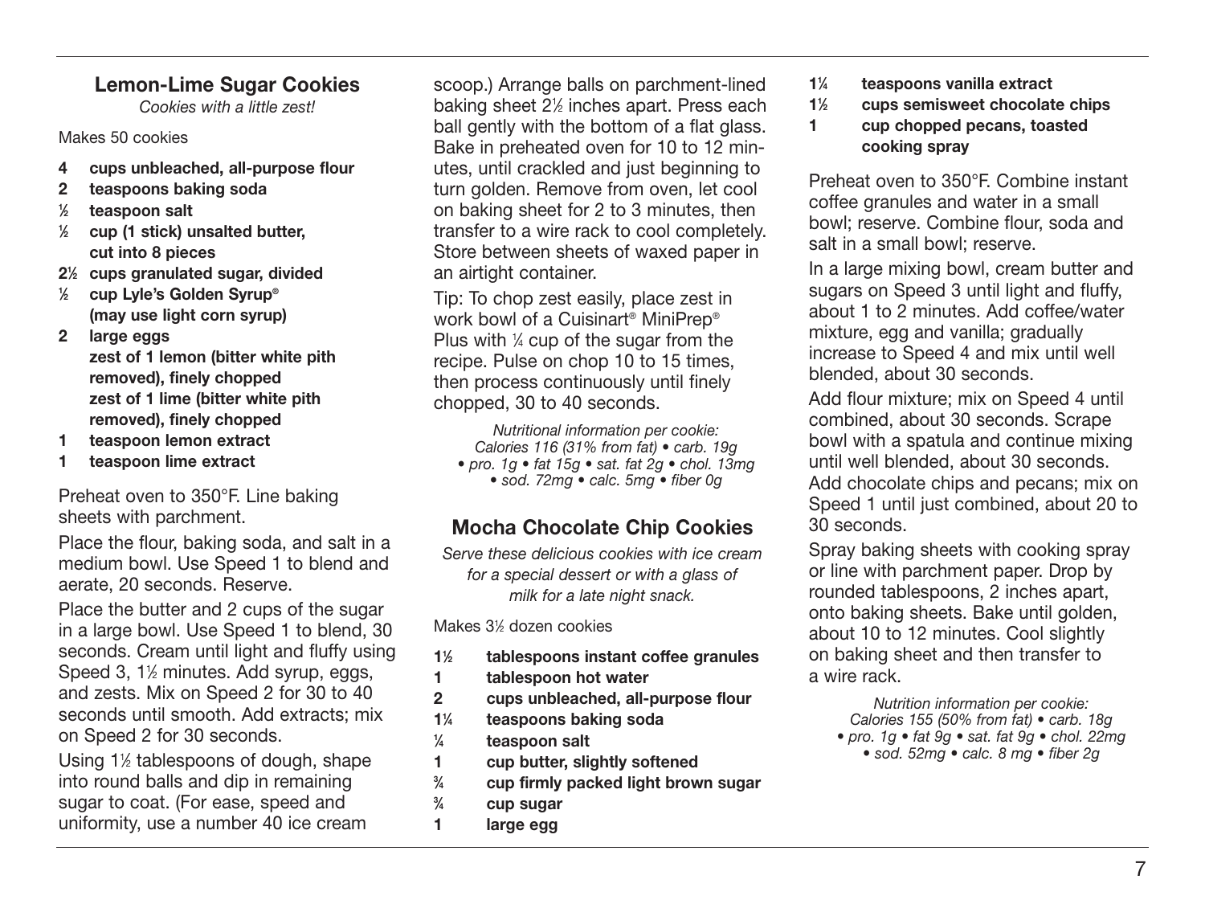## Lemon-Lime Sugar Cookies

*Cookies with a little zest!*

Makes 50 cookies

- **4 cups unbleached, all-purpose flour**
- **2 teaspoons baking soda**
- **½ teaspoon salt**
- **½ cup (1 stick) unsalted butter, cut into 8 pieces**
- **2½ cups granulated sugar, divided**
- **½ cup Lyle's Golden Syrup® (may use light corn syrup)**
- **2 large eggs**
- **zest of 1 lemon (bitter white pith removed), finely chopped**
- **zest of 1 lime (bitter white pith removed), finely chopped**
- **1 teaspoon lemon extract**
- **1 teaspoon lime extract**

Preheat oven to 350°F. Line baking sheets with parchment.

Place the flour, baking soda, and salt in a medium bowl. Use Speed 1 to blend and aerate, 20 seconds. Reserve.

Place the butter and 2 cups of the sugar in a large bowl. Use Speed 1 to blend, 30 seconds. Cream until light and fluffy using Speed 3, 1½ minutes. Add syrup, eggs, and zests. Mix on Speed 2 for 30 to 40 seconds until smooth. Add extracts; mix on Speed 2 for 30 seconds.

Using 1½ tablespoons of dough, shape into round balls and dip in remaining sugar to coat. (For ease, speed and uniformity, use a number 40 ice cream scoop.) Arrange balls on parchment-lined baking sheet 2½ inches apart. Press each ball gently with the bottom of a flat glass. Bake in preheated oven for 10 to 12 minutes, until crackled and just beginning to turn golden. Remove from oven, let cool on baking sheet for 2 to 3 minutes, then transfer to a wire rack to cool completely. Store between sheets of waxed paper in an airtight container.

Tip: To chop zest easily, place zest in work bowl of a Cuisinart® MiniPrep® Plus with ¼ cup of the sugar from the recipe. Pulse on chop 10 to 15 times, then process continuously until finely chopped, 30 to 40 seconds.

*Nutritional information per cookie: Calories 116 (31% from fat) • carb. 19g • pro. 1g • fat 15g • sat. fat 2g • chol. 13mg • sod. 72mg • calc. 5mg • fiber 0g*

## Mocha Chocolate Chip Cookies

*Serve these delicious cookies with ice cream for a special dessert or with a glass of milk for a late night snack.*

Makes 3½ dozen cookies

- **1½ tablespoons instant coffee granules**
- **1 tablespoon hot water**
- **2 cups unbleached, all-purpose flour**
- **1¼ teaspoons baking soda**
- **¼ teaspoon salt**
- **1 cup butter, slightly softened**
- **¾ cup firmly packed light brown sugar**
- **¾ cup sugar**
- **1 large egg**
- **1¼ teaspoons vanilla extract**
- **1½ cups semisweet chocolate chips**
- **1 cup chopped pecans, toasted**
- **cooking spray**

Preheat oven to 350°F. Combine instant coffee granules and water in a small bowl; reserve. Combine flour, soda and salt in a small bowl; reserve.

In a large mixing bowl, cream butter and sugars on Speed 3 until light and fluffy, about 1 to 2 minutes. Add coffee/water mixture, egg and vanilla; gradually increase to Speed 4 and mix until well blended, about 30 seconds.

Add flour mixture; mix on Speed 4 until combined, about 30 seconds. Scrape bowl with a spatula and continue mixing until well blended, about 30 seconds. Add chocolate chips and pecans; mix on Speed 1 until just combined, about 20 to 30 seconds.

Spray baking sheets with cooking spray or line with parchment paper. Drop by rounded tablespoons, 2 inches apart, onto baking sheets. Bake until golden, about 10 to 12 minutes. Cool slightly on baking sheet and then transfer to a wire rack.

*Nutrition information per cookie: Calories 155 (50% from fat) • carb. 18g • pro. 1g • fat 9g • sat. fat 9g • chol. 22mg • sod. 52mg • calc. 8 mg • fiber 2g*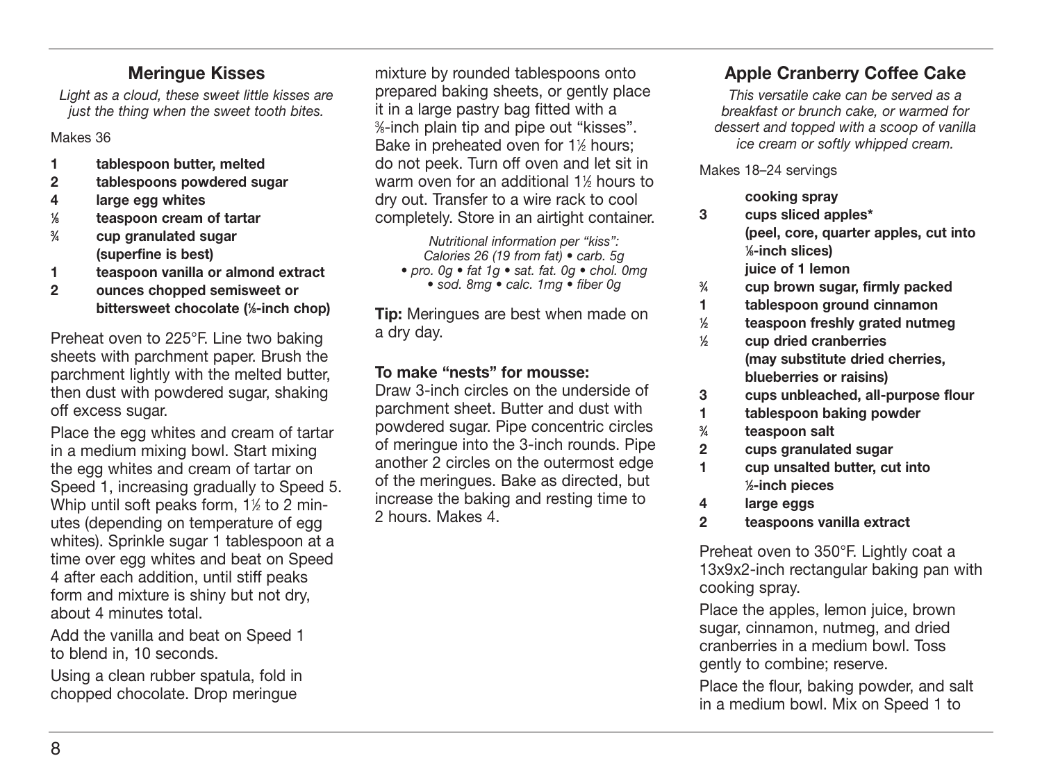## Meringue Kisses

*Light as a cloud, these sweet little kisses are just the thing when the sweet tooth bites.*

Makes 36

- **1 tablespoon butter, melted**
- **2 tablespoons powdered sugar**
- **4 large egg whites**
- **⅛ teaspoon cream of tartar**
- **¾ cup granulated sugar (superfine is best)**
- **1 teaspoon vanilla or almond extract**
- **2 ounces chopped semisweet or bittersweet chocolate (⅛-inch chop)**

Preheat oven to 225°F. Line two baking sheets with parchment paper. Brush the parchment lightly with the melted butter, then dust with powdered sugar, shaking off excess sugar.

Place the egg whites and cream of tartar in a medium mixing bowl. Start mixing the egg whites and cream of tartar on Speed 1, increasing gradually to Speed 5. Whip until soft peaks form, 1½ to 2 minutes (depending on temperature of egg whites). Sprinkle sugar 1 tablespoon at a time over egg whites and beat on Speed 4 after each addition, until stiff peaks form and mixture is shiny but not dry, about 4 minutes total.

Add the vanilla and beat on Speed 1 to blend in, 10 seconds.

Using a clean rubber spatula, fold in chopped chocolate. Drop meringue mixture by rounded tablespoons onto prepared baking sheets, or gently place it in a large pastry bag fitted with a ⅜-inch plain tip and pipe out "kisses". Bake in preheated oven for 1½ hours; do not peek. Turn off oven and let sit in warm oven for an additional 1½ hours to dry out. Transfer to a wire rack to cool completely. Store in an airtight container.

*Nutritional information per "kiss": Calories 26 (19 from fat) • carb. 5g • pro. 0g • fat 1g • sat. fat. 0g • chol. 0mg • sod. 8mg • calc. 1mg • fiber 0g*

**Tip:** Meringues are best when made on a dry day.

**To make "nests" for mousse:**
Draw 3-inch circles on the underside of parchment sheet. Butter and dust with powdered sugar. Pipe concentric circles of meringue into the 3-inch rounds. Pipe another 2 circles on the outermost edge of the meringues. Bake as directed, but increase the baking and resting time to 2 hours. Makes 4.

## Apple Cranberry Coffee Cake

*This versatile cake can be served as a breakfast or brunch cake, or warmed for dessert and topped with a scoop of vanilla ice cream or softly whipped cream.*

Makes 18–24 servings

- **cooking spray**
- **3 cups sliced apples\* (peel, core, quarter apples, cut into ⅛-inch slices)**
- **juice of 1 lemon**
- **¾ cup brown sugar, firmly packed**
- **1 tablespoon ground cinnamon**
- **½ teaspoon freshly grated nutmeg**
- **½ cup dried cranberries (may substitute dried cherries, blueberries or raisins)**
- **3 cups unbleached, all-purpose flour**
- **1 tablespoon baking powder**
- **¾ teaspoon salt**
- **2 cups granulated sugar**
- **1 cup unsalted butter, cut into ½-inch pieces**
- **4 large eggs**
- **2 teaspoons vanilla extract**

Preheat oven to 350°F. Lightly coat a 13x9x2-inch rectangular baking pan with cooking spray.

Place the apples, lemon juice, brown sugar, cinnamon, nutmeg, and dried cranberries in a medium bowl. Toss gently to combine; reserve.

Place the flour, baking powder, and salt in a medium bowl. Mix on Speed 1 to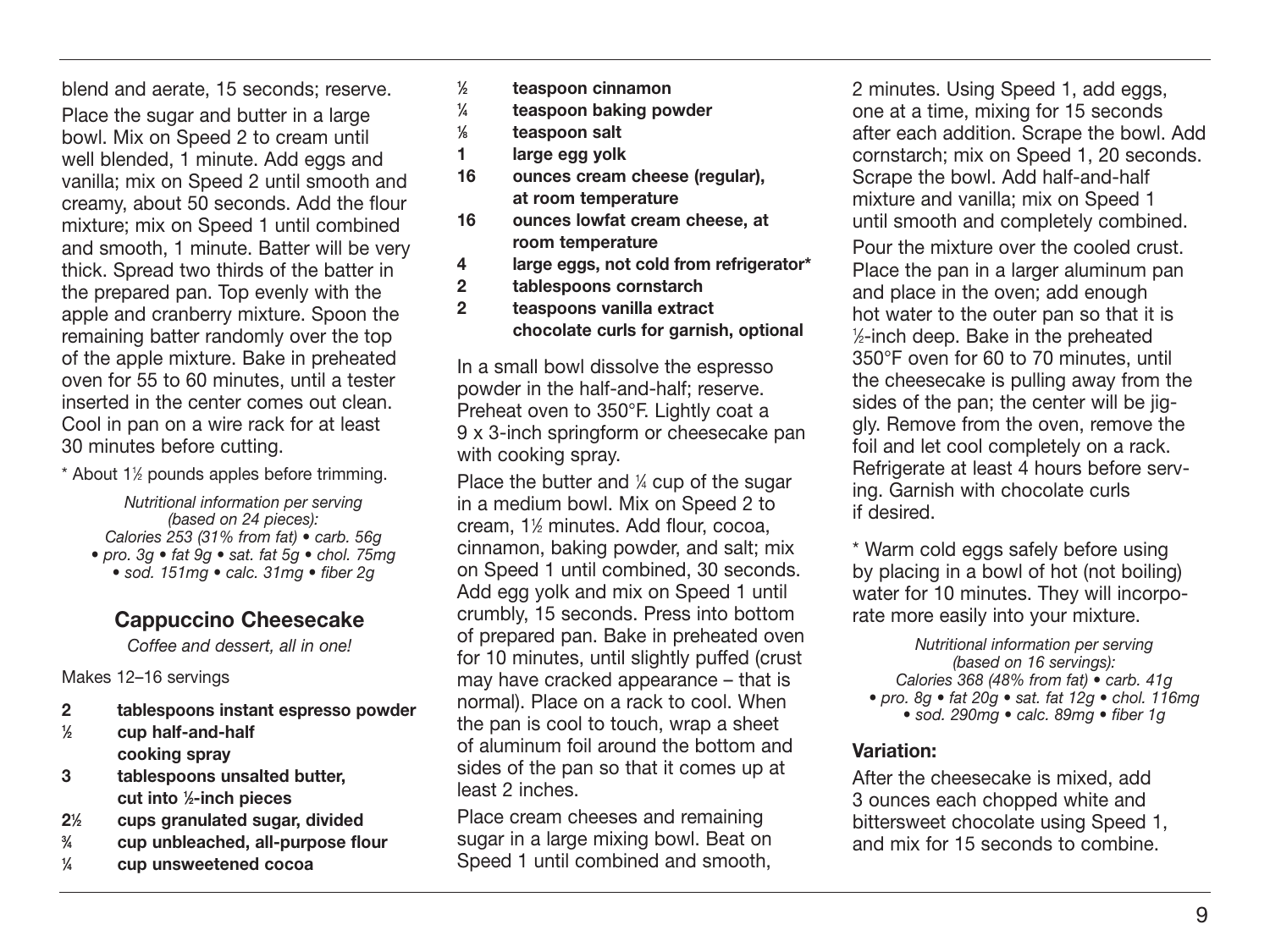blend and aerate, 15 seconds; reserve.

Place the sugar and butter in a large bowl. Mix on Speed 2 to cream until well blended, 1 minute. Add eggs and vanilla; mix on Speed 2 until smooth and creamy, about 50 seconds. Add the flour mixture; mix on Speed 1 until combined and smooth, 1 minute. Batter will be very thick. Spread two thirds of the batter in the prepared pan. Top evenly with the apple and cranberry mixture. Spoon the remaining batter randomly over the top of the apple mixture. Bake in preheated oven for 55 to 60 minutes, until a tester inserted in the center comes out clean. Cool in pan on a wire rack for at least 30 minutes before cutting.

\* About 1½ pounds apples before trimming.

*Nutritional information per serving (based on 24 pieces):*
*Calories 253 (31% from fat) • carb. 56g • pro. 3g • fat 9g • sat. fat 5g • chol. 75mg • sod. 151mg • calc. 31mg • fiber 2g*

## Cappuccino Cheesecake

*Coffee and dessert, all in one!*

Makes 12–16 servings

- **2** **tablespoons instant espresso powder**
- **½** **cup half-and-half**
- **cooking spray**
- **3** **tablespoons unsalted butter, cut into ½-inch pieces**
- **2½** **cups granulated sugar, divided**
- **¾** **cup unbleached, all-purpose flour**
- **¼** **cup unsweetened cocoa**
- **½** **teaspoon cinnamon**
- **¼** **teaspoon baking powder**
- **⅛** **teaspoon salt**
- **1** **large egg yolk**
- **16** **ounces cream cheese (regular), at room temperature**
- **16** **ounces lowfat cream cheese, at room temperature**
- **4** **large eggs, not cold from refrigerator\***
- **2** **tablespoons cornstarch**
- **2** **teaspoons vanilla extract**
- **chocolate curls for garnish, optional**

In a small bowl dissolve the espresso powder in the half-and-half; reserve. Preheat oven to 350°F. Lightly coat a 9 x 3-inch springform or cheesecake pan with cooking spray.

Place the butter and ¼ cup of the sugar in a medium bowl. Mix on Speed 2 to cream, 1½ minutes. Add flour, cocoa, cinnamon, baking powder, and salt; mix on Speed 1 until combined, 30 seconds. Add egg yolk and mix on Speed 1 until crumbly, 15 seconds. Press into bottom of prepared pan. Bake in preheated oven for 10 minutes, until slightly puffed (crust may have cracked appearance – that is normal). Place on a rack to cool. When the pan is cool to touch, wrap a sheet of aluminum foil around the bottom and sides of the pan so that it comes up at least 2 inches.

Place cream cheeses and remaining sugar in a large mixing bowl. Beat on Speed 1 until combined and smooth, 2 minutes. Using Speed 1, add eggs, one at a time, mixing for 15 seconds after each addition. Scrape the bowl. Add cornstarch; mix on Speed 1, 20 seconds. Scrape the bowl. Add half-and-half mixture and vanilla; mix on Speed 1 until smooth and completely combined.

Pour the mixture over the cooled crust. Place the pan in a larger aluminum pan and place in the oven; add enough hot water to the outer pan so that it is ½-inch deep. Bake in the preheated 350°F oven for 60 to 70 minutes, until the cheesecake is pulling away from the sides of the pan; the center will be jiggly. Remove from the oven, remove the foil and let cool completely on a rack. Refrigerate at least 4 hours before serving. Garnish with chocolate curls if desired.

\* Warm cold eggs safely before using by placing in a bowl of hot (not boiling) water for 10 minutes. They will incorporate more easily into your mixture.

*Nutritional information per serving (based on 16 servings):*
*Calories 368 (48% from fat) • carb. 41g • pro. 8g • fat 20g • sat. fat 12g • chol. 116mg • sod. 290mg • calc. 89mg • fiber 1g*

### Variation:

After the cheesecake is mixed, add 3 ounces each chopped white and bittersweet chocolate using Speed 1, and mix for 15 seconds to combine.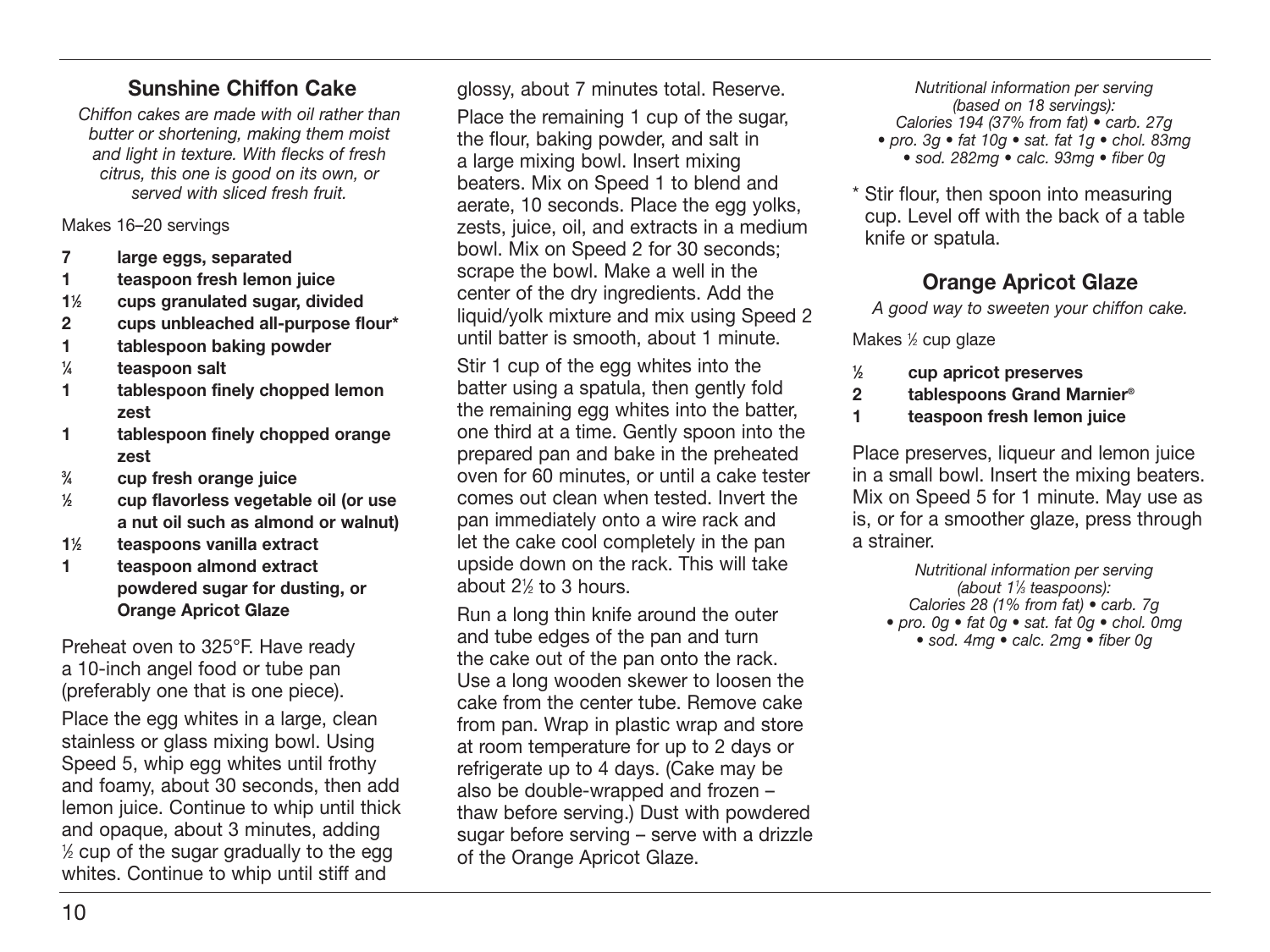## Sunshine Chiffon Cake

*Chiffon cakes are made with oil rather than butter or shortening, making them moist and light in texture. With flecks of fresh citrus, this one is good on its own, or served with sliced fresh fruit.*

Makes 16–20 servings

- **7 large eggs, separated**
- **1 teaspoon fresh lemon juice**
- **1½ cups granulated sugar, divided**
- **2 cups unbleached all-purpose flour***
- **1 tablespoon baking powder**
- **¼ teaspoon salt**
- **1 tablespoon finely chopped lemon zest**
- **1 tablespoon finely chopped orange zest**
- **¾ cup fresh orange juice**
- **½ cup flavorless vegetable oil (or use a nut oil such as almond or walnut)**
- **1½ teaspoons vanilla extract**
- **1 teaspoon almond extract**
- **powdered sugar for dusting, or Orange Apricot Glaze**

Preheat oven to 325°F. Have ready a 10-inch angel food or tube pan (preferably one that is one piece).

Place the egg whites in a large, clean stainless or glass mixing bowl. Using Speed 5, whip egg whites until frothy and foamy, about 30 seconds, then add lemon juice. Continue to whip until thick and opaque, about 3 minutes, adding ½ cup of the sugar gradually to the egg whites. Continue to whip until stiff and glossy, about 7 minutes total. Reserve.

Place the remaining 1 cup of the sugar, the flour, baking powder, and salt in a large mixing bowl. Insert mixing beaters. Mix on Speed 1 to blend and aerate, 10 seconds. Place the egg yolks, zests, juice, oil, and extracts in a medium bowl. Mix on Speed 2 for 30 seconds; scrape the bowl. Make a well in the center of the dry ingredients. Add the liquid/yolk mixture and mix using Speed 2 until batter is smooth, about 1 minute.

Stir 1 cup of the egg whites into the batter using a spatula, then gently fold the remaining egg whites into the batter, one third at a time. Gently spoon into the prepared pan and bake in the preheated oven for 60 minutes, or until a cake tester comes out clean when tested. Invert the pan immediately onto a wire rack and let the cake cool completely in the pan upside down on the rack. This will take about 2½ to 3 hours.

Run a long thin knife around the outer and tube edges of the pan and turn the cake out of the pan onto the rack. Use a long wooden skewer to loosen the cake from the center tube. Remove cake from pan. Wrap in plastic wrap and store at room temperature for up to 2 days or refrigerate up to 4 days. (Cake may be also be double-wrapped and frozen – thaw before serving.) Dust with powdered sugar before serving – serve with a drizzle of the Orange Apricot Glaze.

*Nutritional information per serving (based on 18 servings):*
*Calories 194 (37% from fat) • carb. 27g • pro. 3g • fat 10g • sat. fat 1g • chol. 83mg • sod. 282mg • calc. 93mg • fiber 0g*

* Stir flour, then spoon into measuring cup. Level off with the back of a table knife or spatula.

## Orange Apricot Glaze

*A good way to sweeten your chiffon cake.*

Makes ½ cup glaze

- **½ cup apricot preserves**
- **2 tablespoons Grand Marnier®**
- **1 teaspoon fresh lemon juice**

Place preserves, liqueur and lemon juice in a small bowl. Insert the mixing beaters. Mix on Speed 5 for 1 minute. May use as is, or for a smoother glaze, press through a strainer.

*Nutritional information per serving (about 1⅓ teaspoons):*
*Calories 28 (1% from fat) • carb. 7g • pro. 0g • fat 0g • sat. fat 0g • chol. 0mg • sod. 4mg • calc. 2mg • fiber 0g*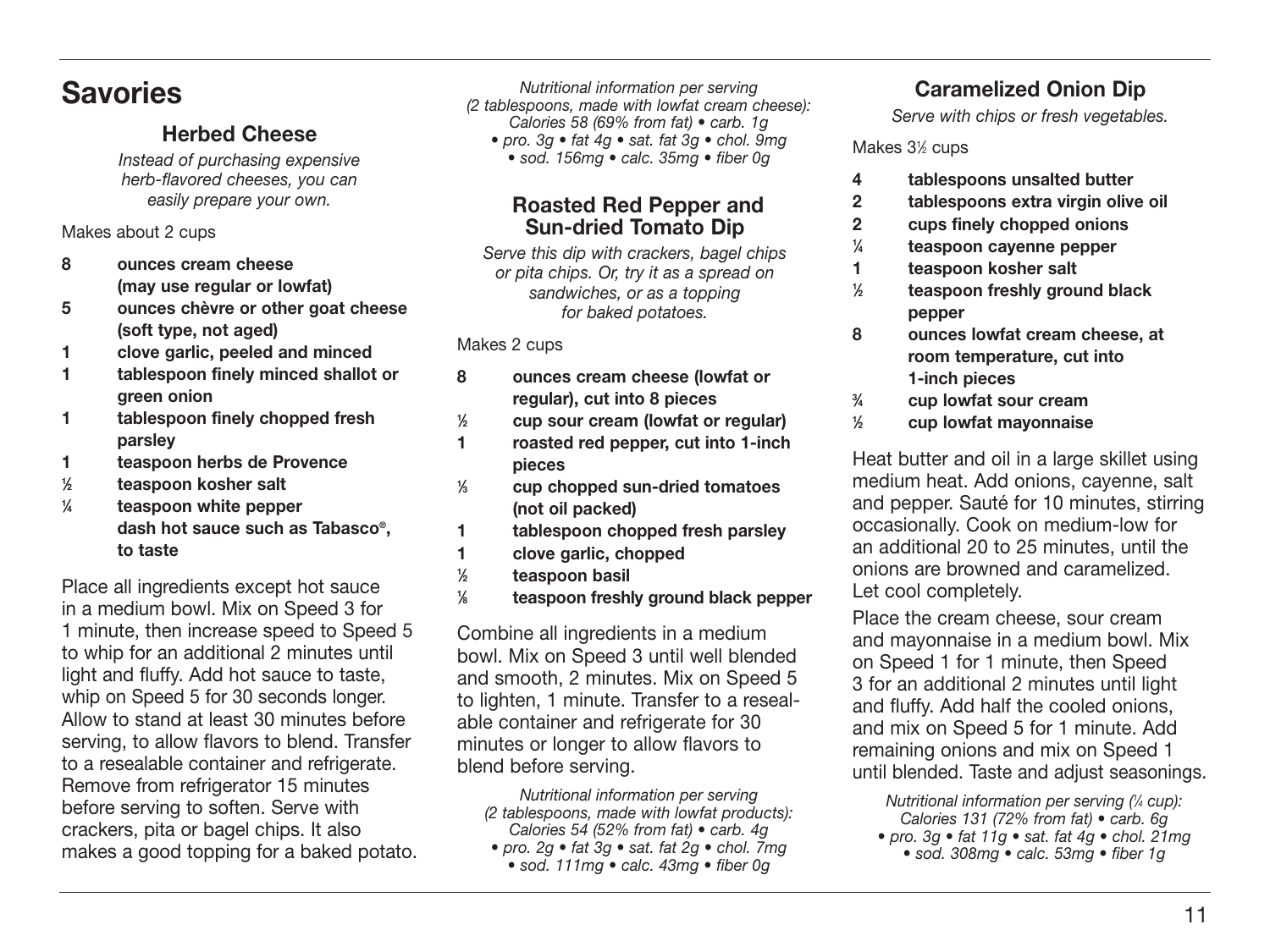# Savories

## Herbed Cheese

*Instead of purchasing expensive herb-flavored cheeses, you can easily prepare your own.*

Makes about 2 cups

- **8 ounces cream cheese (may use regular or lowfat)**
- **5 ounces chèvre or other goat cheese (soft type, not aged)**
- **1 clove garlic, peeled and minced**
- **1 tablespoon finely minced shallot or green onion**
- **1 tablespoon finely chopped fresh parsley**
- **1 teaspoon herbs de Provence**
- **½ teaspoon kosher salt**
- **¼ teaspoon white pepper**
- **dash hot sauce such as Tabasco®, to taste**

Place all ingredients except hot sauce in a medium bowl. Mix on Speed 3 for 1 minute, then increase speed to Speed 5 to whip for an additional 2 minutes until light and fluffy. Add hot sauce to taste, whip on Speed 5 for 30 seconds longer. Allow to stand at least 30 minutes before serving, to allow flavors to blend. Transfer to a resealable container and refrigerate. Remove from refrigerator 15 minutes before serving to soften. Serve with crackers, pita or bagel chips. It also makes a good topping for a baked potato.

*Nutritional information per serving (2 tablespoons, made with lowfat cream cheese): Calories 58 (69% from fat) • carb. 1g • pro. 3g • fat 4g • sat. fat 3g • chol. 9mg • sod. 156mg • calc. 35mg • fiber 0g*

## Roasted Red Pepper and Sun-dried Tomato Dip

*Serve this dip with crackers, bagel chips or pita chips. Or, try it as a spread on sandwiches, or as a topping for baked potatoes.*

Makes 2 cups

- **8 ounces cream cheese (lowfat or regular), cut into 8 pieces**
- **½ cup sour cream (lowfat or regular)**
- **1 roasted red pepper, cut into 1-inch pieces**
- **⅓ cup chopped sun-dried tomatoes (not oil packed)**
- **1 tablespoon chopped fresh parsley**
- **1 clove garlic, chopped**
- **½ teaspoon basil**
- **⅛ teaspoon freshly ground black pepper**

Combine all ingredients in a medium bowl. Mix on Speed 3 until well blended and smooth, 2 minutes. Mix on Speed 5 to lighten, 1 minute. Transfer to a resealable container and refrigerate for 30 minutes or longer to allow flavors to blend before serving.

*Nutritional information per serving (2 tablespoons, made with lowfat products): Calories 54 (52% from fat) • carb. 4g • pro. 2g • fat 3g • sat. fat 2g • chol. 7mg • sod. 111mg • calc. 43mg • fiber 0g*

## Caramelized Onion Dip

*Serve with chips or fresh vegetables.*

Makes 3½ cups

- **4 tablespoons unsalted butter**
- **2 tablespoons extra virgin olive oil**
- **2 cups finely chopped onions**
- **¼ teaspoon cayenne pepper**
- **1 teaspoon kosher salt**
- **½ teaspoon freshly ground black pepper**
- **8 ounces lowfat cream cheese, at room temperature, cut into 1-inch pieces**
- **¾ cup lowfat sour cream**
- **½ cup lowfat mayonnaise**

Heat butter and oil in a large skillet using medium heat. Add onions, cayenne, salt and pepper. Sauté for 10 minutes, stirring occasionally. Cook on medium-low for an additional 20 to 25 minutes, until the onions are browned and caramelized. Let cool completely.

Place the cream cheese, sour cream and mayonnaise in a medium bowl. Mix on Speed 1 for 1 minute, then Speed 3 for an additional 2 minutes until light and fluffy. Add half the cooled onions, and mix on Speed 5 for 1 minute. Add remaining onions and mix on Speed 1 until blended. Taste and adjust seasonings.

*Nutritional information per serving (¼ cup): Calories 131 (72% from fat) • carb. 6g • pro. 3g • fat 11g • sat. fat 4g • chol. 21mg • sod. 308mg • calc. 53mg • fiber 1g*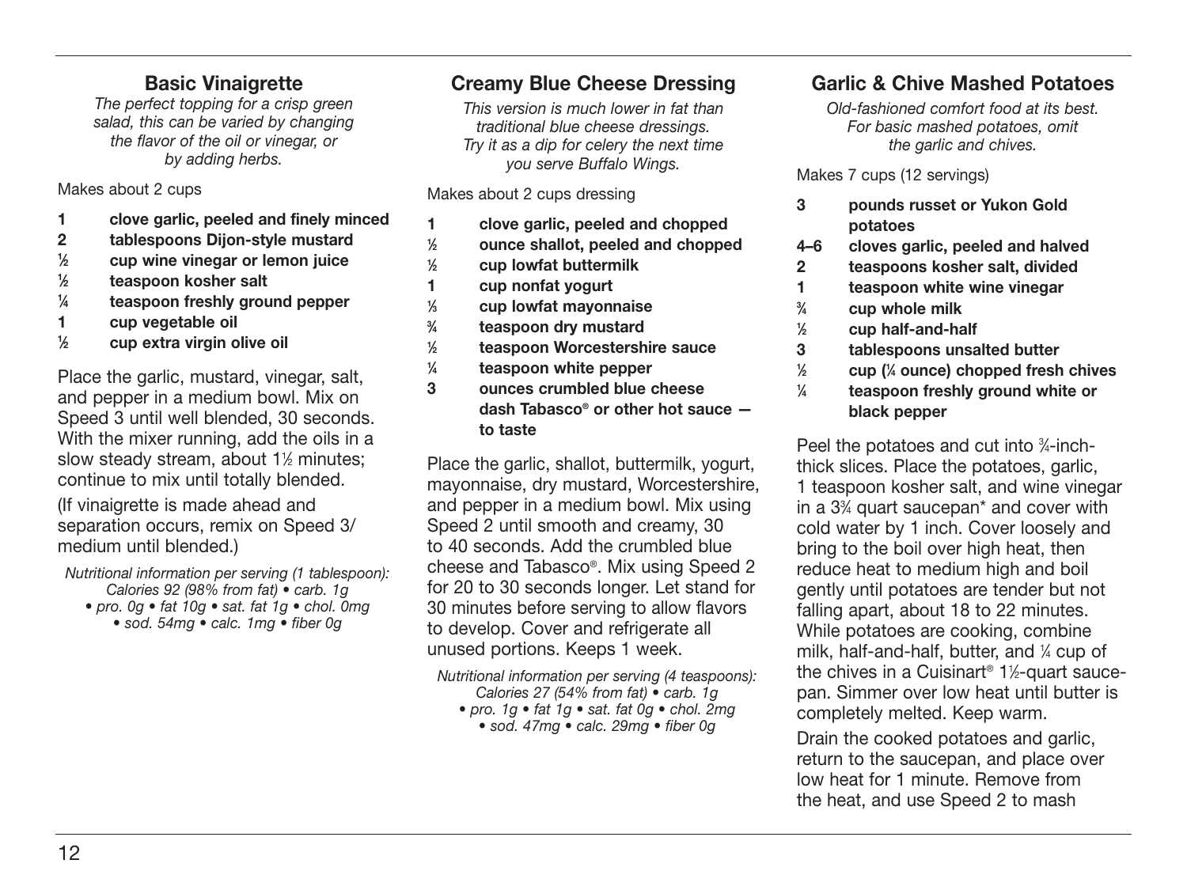## Basic Vinaigrette

*The perfect topping for a crisp green salad, this can be varied by changing the flavor of the oil or vinegar, or by adding herbs.*

Makes about 2 cups

- **1 clove garlic, peeled and finely minced**
- **2 tablespoons Dijon-style mustard**
- **½ cup wine vinegar or lemon juice**
- **½ teaspoon kosher salt**
- **¼ teaspoon freshly ground pepper**
- **1 cup vegetable oil**
- **½ cup extra virgin olive oil**

Place the garlic, mustard, vinegar, salt, and pepper in a medium bowl. Mix on Speed 3 until well blended, 30 seconds. With the mixer running, add the oils in a slow steady stream, about 1½ minutes; continue to mix until totally blended.

(If vinaigrette is made ahead and separation occurs, remix on Speed 3/ medium until blended.)

*Nutritional information per serving (1 tablespoon): Calories 92 (98% from fat) • carb. 1g • pro. 0g • fat 10g • sat. fat 1g • chol. 0mg • sod. 54mg • calc. 1mg • fiber 0g*

## Creamy Blue Cheese Dressing

*This version is much lower in fat than traditional blue cheese dressings. Try it as a dip for celery the next time you serve Buffalo Wings.*

Makes about 2 cups dressing

- **1 clove garlic, peeled and chopped**
- **½ ounce shallot, peeled and chopped**
- **½ cup lowfat buttermilk**
- **1 cup nonfat yogurt**
- **⅓ cup lowfat mayonnaise**
- **¾ teaspoon dry mustard**
- **½ teaspoon Worcestershire sauce**
- **¼ teaspoon white pepper**
- **3 ounces crumbled blue cheese**
- **dash Tabasco® or other hot sauce — to taste**

Place the garlic, shallot, buttermilk, yogurt, mayonnaise, dry mustard, Worcestershire, and pepper in a medium bowl. Mix using Speed 2 until smooth and creamy, 30 to 40 seconds. Add the crumbled blue cheese and Tabasco®. Mix using Speed 2 for 20 to 30 seconds longer. Let stand for 30 minutes before serving to allow flavors to develop. Cover and refrigerate all unused portions. Keeps 1 week.

*Nutritional information per serving (4 teaspoons): Calories 27 (54% from fat) • carb. 1g • pro. 1g • fat 1g • sat. fat 0g • chol. 2mg • sod. 47mg • calc. 29mg • fiber 0g*

## Garlic & Chive Mashed Potatoes

*Old-fashioned comfort food at its best. For basic mashed potatoes, omit the garlic and chives.*

Makes 7 cups (12 servings)

- **3 pounds russet or Yukon Gold potatoes**
- **4–6 cloves garlic, peeled and halved**
- **2 teaspoons kosher salt, divided**
- **1 teaspoon white wine vinegar**
- **¾ cup whole milk**
- **½ cup half-and-half**
- **3 tablespoons unsalted butter**
- **½ cup (¼ ounce) chopped fresh chives**
- **¼ teaspoon freshly ground white or black pepper**

Peel the potatoes and cut into ¾-inch-thick slices. Place the potatoes, garlic, 1 teaspoon kosher salt, and wine vinegar in a 3¾ quart saucepan* and cover with cold water by 1 inch. Cover loosely and bring to the boil over high heat, then reduce heat to medium high and boil gently until potatoes are tender but not falling apart, about 18 to 22 minutes. While potatoes are cooking, combine milk, half-and-half, butter, and ¼ cup of the chives in a Cuisinart® 1½-quart saucepan. Simmer over low heat until butter is completely melted. Keep warm.

Drain the cooked potatoes and garlic, return to the saucepan, and place over low heat for 1 minute. Remove from the heat, and use Speed 2 to mash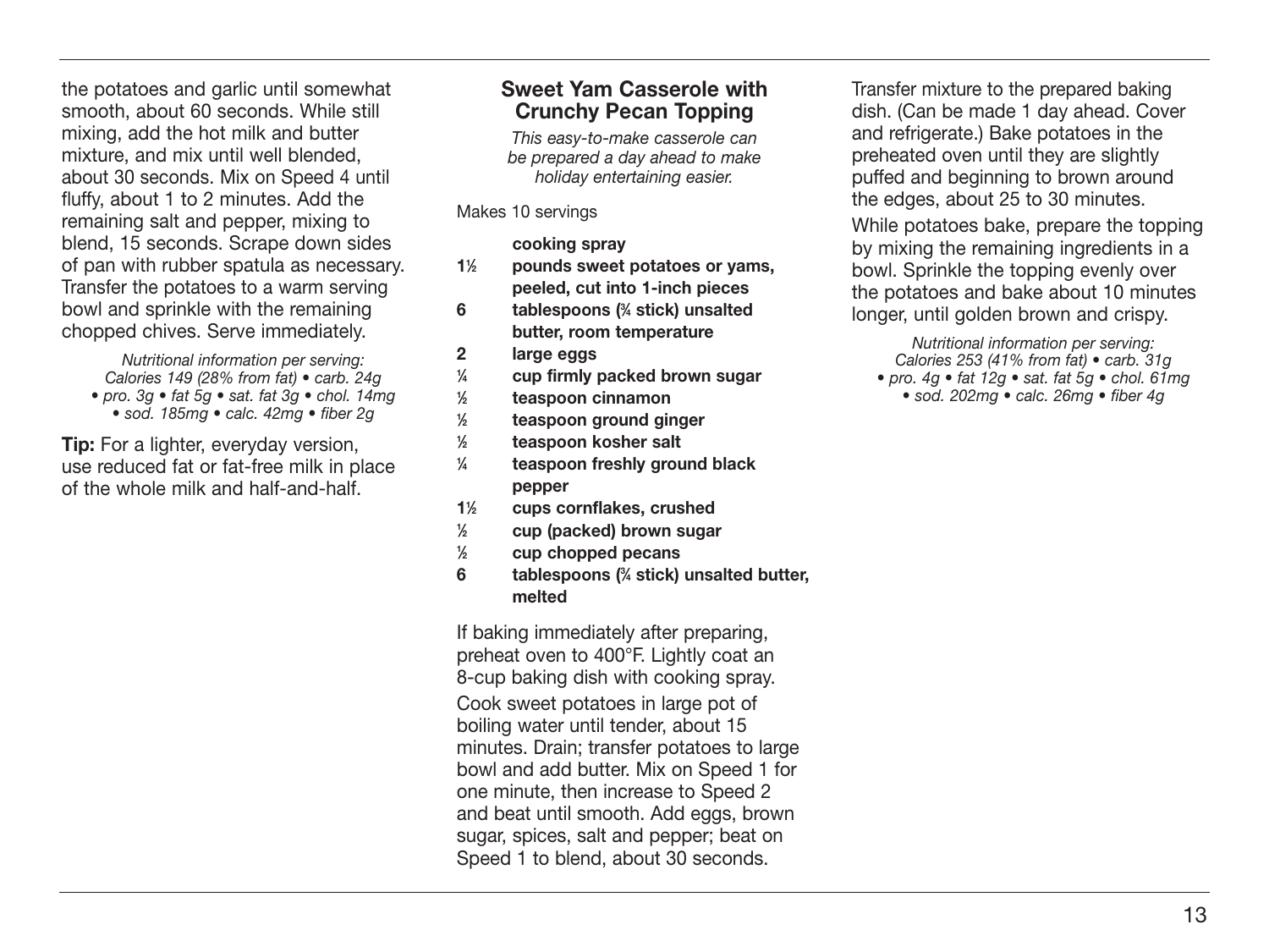the potatoes and garlic until somewhat smooth, about 60 seconds. While still mixing, add the hot milk and butter mixture, and mix until well blended, about 30 seconds. Mix on Speed 4 until fluffy, about 1 to 2 minutes. Add the remaining salt and pepper, mixing to blend, 15 seconds. Scrape down sides of pan with rubber spatula as necessary. Transfer the potatoes to a warm serving bowl and sprinkle with the remaining chopped chives. Serve immediately.

*Nutritional information per serving: Calories 149 (28% from fat) • carb. 24g • pro. 3g • fat 5g • sat. fat 3g • chol. 14mg • sod. 185mg • calc. 42mg • fiber 2g*

**Tip:** For a lighter, everyday version, use reduced fat or fat-free milk in place of the whole milk and half-and-half.

## Sweet Yam Casserole with Crunchy Pecan Topping

*This easy-to-make casserole can be prepared a day ahead to make holiday entertaining easier.*

Makes 10 servings

- **cooking spray**
- **1½ pounds sweet potatoes or yams, peeled, cut into 1-inch pieces**
- **6 tablespoons (¾ stick) unsalted butter, room temperature**
- **2 large eggs**
- **¼ cup firmly packed brown sugar**
- **½ teaspoon cinnamon**
- **½ teaspoon ground ginger**
- **½ teaspoon kosher salt**
- **¼ teaspoon freshly ground black pepper**
- **1½ cups cornflakes, crushed**
- **½ cup (packed) brown sugar**
- **½ cup chopped pecans**
- **6 tablespoons (¾ stick) unsalted butter, melted**

If baking immediately after preparing, preheat oven to 400°F. Lightly coat an 8-cup baking dish with cooking spray.

Cook sweet potatoes in large pot of boiling water until tender, about 15 minutes. Drain; transfer potatoes to large bowl and add butter. Mix on Speed 1 for one minute, then increase to Speed 2 and beat until smooth. Add eggs, brown sugar, spices, salt and pepper; beat on Speed 1 to blend, about 30 seconds. Transfer mixture to the prepared baking dish. (Can be made 1 day ahead. Cover and refrigerate.) Bake potatoes in the preheated oven until they are slightly puffed and beginning to brown around the edges, about 25 to 30 minutes.

While potatoes bake, prepare the topping by mixing the remaining ingredients in a bowl. Sprinkle the topping evenly over the potatoes and bake about 10 minutes longer, until golden brown and crispy.

*Nutritional information per serving: Calories 253 (41% from fat) • carb. 31g • pro. 4g • fat 12g • sat. fat 5g • chol. 61mg • sod. 202mg • calc. 26mg • fiber 4g*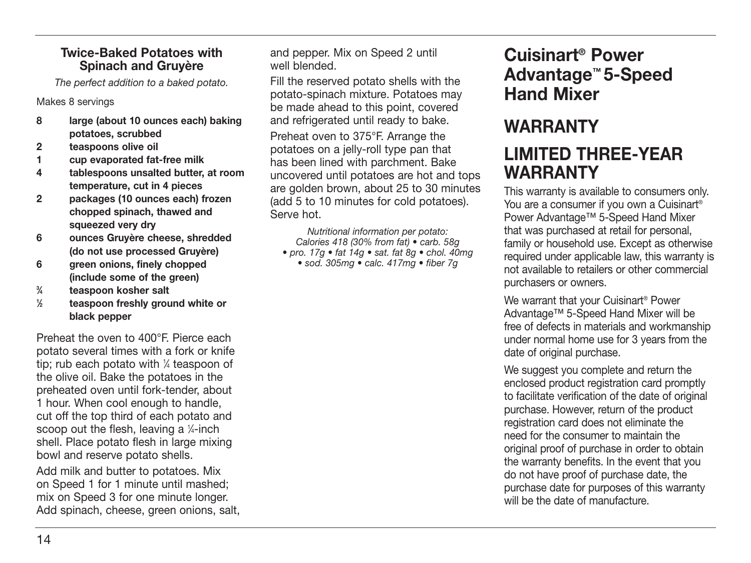### Twice-Baked Potatoes with Spinach and Gruyère

*The perfect addition to a baked potato.*

Makes 8 servings

- **8 large (about 10 ounces each) baking potatoes, scrubbed**
- **2 teaspoons olive oil**
- **1 cup evaporated fat-free milk**
- **4 tablespoons unsalted butter, at room temperature, cut in 4 pieces**
- **2 packages (10 ounces each) frozen chopped spinach, thawed and squeezed very dry**
- **6 ounces Gruyère cheese, shredded (do not use processed Gruyère)**
- **6 green onions, finely chopped (include some of the green)**
- **¾ teaspoon kosher salt**
- **½ teaspoon freshly ground white or black pepper**

Preheat the oven to 400°F. Pierce each potato several times with a fork or knife tip; rub each potato with ¼ teaspoon of the olive oil. Bake the potatoes in the preheated oven until fork-tender, about 1 hour. When cool enough to handle, cut off the top third of each potato and scoop out the flesh, leaving a ¼-inch shell. Place potato flesh in large mixing bowl and reserve potato shells.

Add milk and butter to potatoes. Mix on Speed 1 for 1 minute until mashed; mix on Speed 3 for one minute longer. Add spinach, cheese, green onions, salt, and pepper. Mix on Speed 2 until well blended.

Fill the reserved potato shells with the potato-spinach mixture. Potatoes may be made ahead to this point, covered and refrigerated until ready to bake.

Preheat oven to 375°F. Arrange the potatoes on a jelly-roll type pan that has been lined with parchment. Bake uncovered until potatoes are hot and tops are golden brown, about 25 to 30 minutes (add 5 to 10 minutes for cold potatoes). Serve hot.

*Nutritional information per potato: Calories 418 (30% from fat) • carb. 58g • pro. 17g • fat 14g • sat. fat 8g • chol. 40mg • sod. 305mg • calc. 417mg • fiber 7g*

# Cuisinart® Power Advantage™ 5-Speed Hand Mixer

# WARRANTY

## LIMITED THREE-YEAR WARRANTY

This warranty is available to consumers only. You are a consumer if you own a Cuisinart® Power Advantage™ 5-Speed Hand Mixer that was purchased at retail for personal, family or household use. Except as otherwise required under applicable law, this warranty is not available to retailers or other commercial purchasers or owners.

We warrant that your Cuisinart® Power Advantage™ 5-Speed Hand Mixer will be free of defects in materials and workmanship under normal home use for 3 years from the date of original purchase.

We suggest you complete and return the enclosed product registration card promptly to facilitate verification of the date of original purchase. However, return of the product registration card does not eliminate the need for the consumer to maintain the original proof of purchase in order to obtain the warranty benefits. In the event that you do not have proof of purchase date, the purchase date for purposes of this warranty will be the date of manufacture.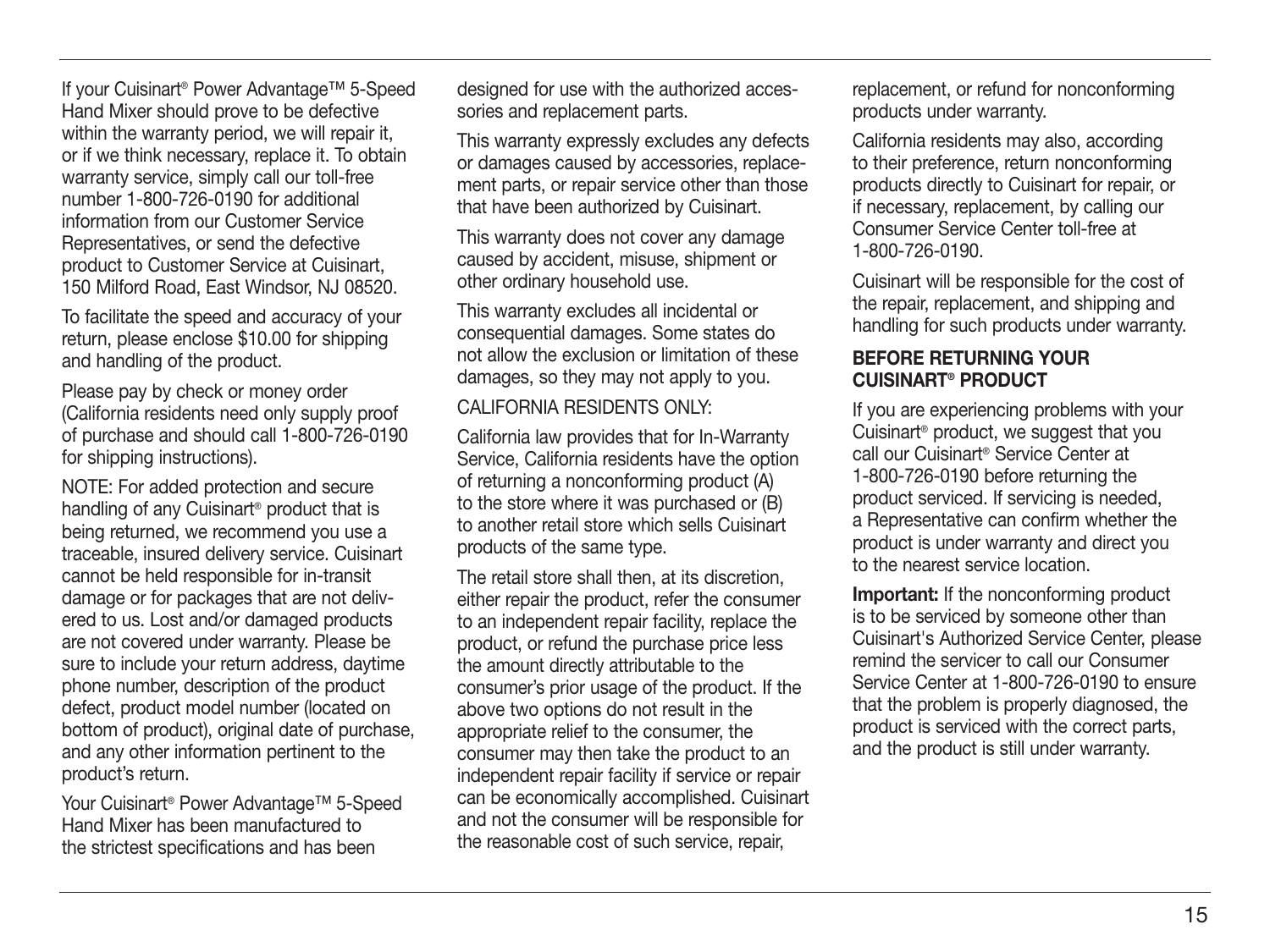If your Cuisinart® Power Advantage™ 5-Speed Hand Mixer should prove to be defective within the warranty period, we will repair it, or if we think necessary, replace it. To obtain warranty service, simply call our toll-free number 1-800-726-0190 for additional information from our Customer Service Representatives, or send the defective product to Customer Service at Cuisinart, 150 Milford Road, East Windsor, NJ 08520.

To facilitate the speed and accuracy of your return, please enclose $10.00 for shipping and handling of the product.

Please pay by check or money order (California residents need only supply proof of purchase and should call 1-800-726-0190 for shipping instructions).

NOTE: For added protection and secure handling of any Cuisinart® product that is being returned, we recommend you use a traceable, insured delivery service. Cuisinart cannot be held responsible for in-transit damage or for packages that are not delivered to us. Lost and/or damaged products are not covered under warranty. Please be sure to include your return address, daytime phone number, description of the product defect, product model number (located on bottom of product), original date of purchase, and any other information pertinent to the product's return.

Your Cuisinart® Power Advantage™ 5-Speed Hand Mixer has been manufactured to the strictest specifications and has been designed for use with the authorized accessories and replacement parts.

This warranty expressly excludes any defects or damages caused by accessories, replacement parts, or repair service other than those that have been authorized by Cuisinart.

This warranty does not cover any damage caused by accident, misuse, shipment or other ordinary household use.

This warranty excludes all incidental or consequential damages. Some states do not allow the exclusion or limitation of these damages, so they may not apply to you.

CALIFORNIA RESIDENTS ONLY:

California law provides that for In-Warranty Service, California residents have the option of returning a nonconforming product (A) to the store where it was purchased or (B) to another retail store which sells Cuisinart products of the same type.

The retail store shall then, at its discretion, either repair the product, refer the consumer to an independent repair facility, replace the product, or refund the purchase price less the amount directly attributable to the consumer's prior usage of the product. If the above two options do not result in the appropriate relief to the consumer, the consumer may then take the product to an independent repair facility if service or repair can be economically accomplished. Cuisinart and not the consumer will be responsible for the reasonable cost of such service, repair, replacement, or refund for nonconforming products under warranty.

California residents may also, according to their preference, return nonconforming products directly to Cuisinart for repair, or if necessary, replacement, by calling our Consumer Service Center toll-free at 1-800-726-0190.

Cuisinart will be responsible for the cost of the repair, replacement, and shipping and handling for such products under warranty.

## BEFORE RETURNING YOUR CUISINART® PRODUCT

If you are experiencing problems with your Cuisinart® product, we suggest that you call our Cuisinart® Service Center at 1-800-726-0190 before returning the product serviced. If servicing is needed, a Representative can confirm whether the product is under warranty and direct you to the nearest service location.

**Important:** If the nonconforming product is to be serviced by someone other than Cuisinart's Authorized Service Center, please remind the servicer to call our Consumer Service Center at 1-800-726-0190 to ensure that the problem is properly diagnosed, the product is serviced with the correct parts, and the product is still under warranty.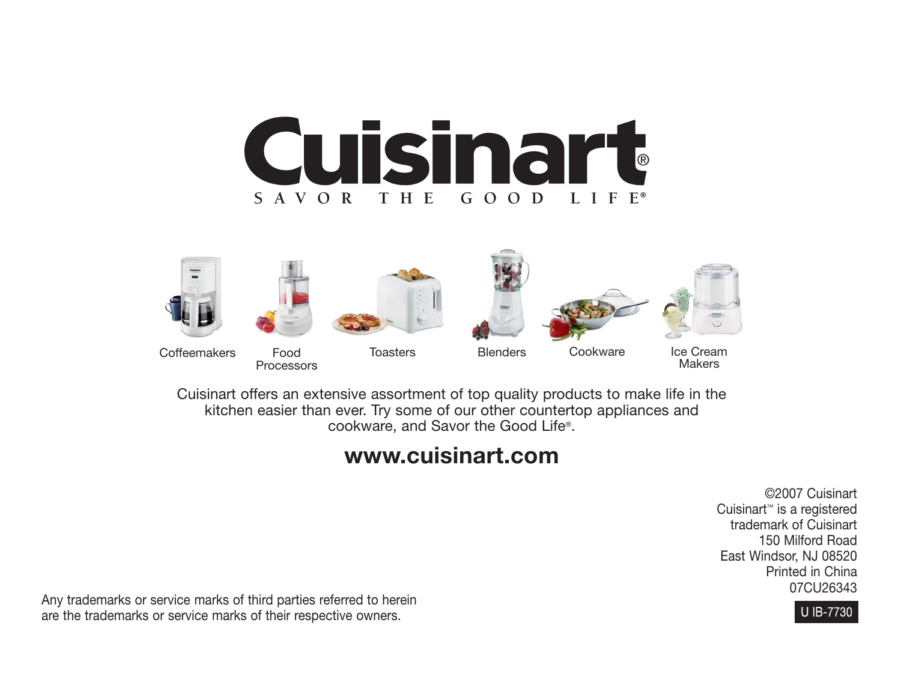# Cuisinart®

SAVOR THE GOOD LIFE®

Coffeemakers   Food Processors   Toasters   Blenders   Cookware   Ice Cream Makers

Cuisinart offers an extensive assortment of top quality products to make life in the kitchen easier than ever. Try some of our other countertop appliances and cookware, and Savor the Good Life®.

**www.cuisinart.com**

©2007 Cuisinart
Cuisinart™ is a registered trademark of Cuisinart
150 Milford Road
East Windsor, NJ 08520
Printed in China
07CU26343

U IB-7730

Any trademarks or service marks of third parties referred to herein are the trademarks or service marks of their respective owners.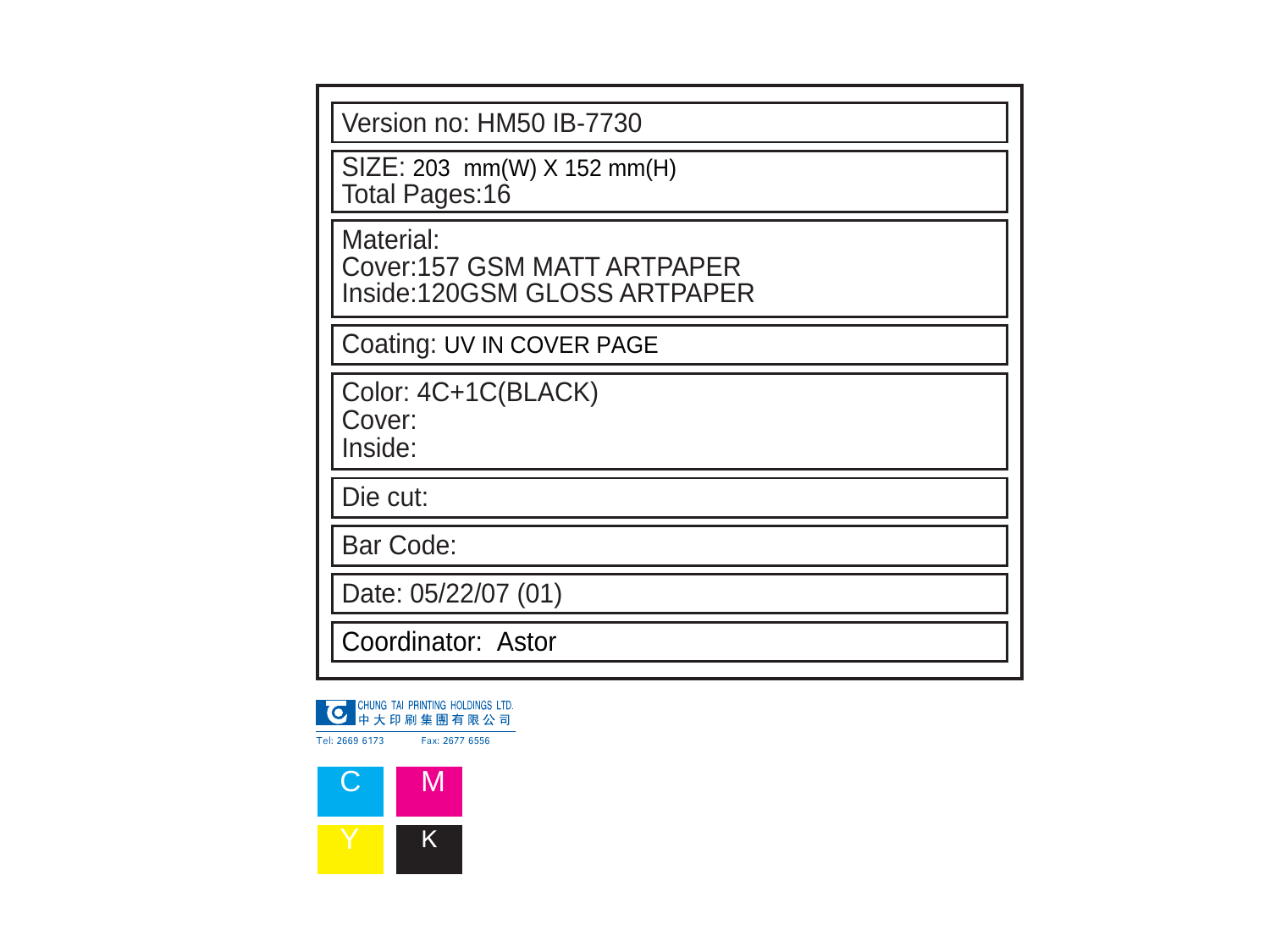Version no: HM50 IB-7730

SIZE: 203 mm(W) X 152 mm(H)
Total Pages:16

Material:
Cover:157 GSM MATT ARTPAPER
Inside:120GSM GLOSS ARTPAPER

Coating: UV IN COVER PAGE

Color: 4C+1C(BLACK)
Cover:
Inside:

Die cut:

Bar Code:

Date: 05/22/07 (01)

Coordinator: Astor

CHUNG TAI PRINTING HOLDINGS LTD.
中 大 印 刷 集 團 有 限 公 司

Tel: 2669 6173 Fax: 2677 6556

C M
Y K